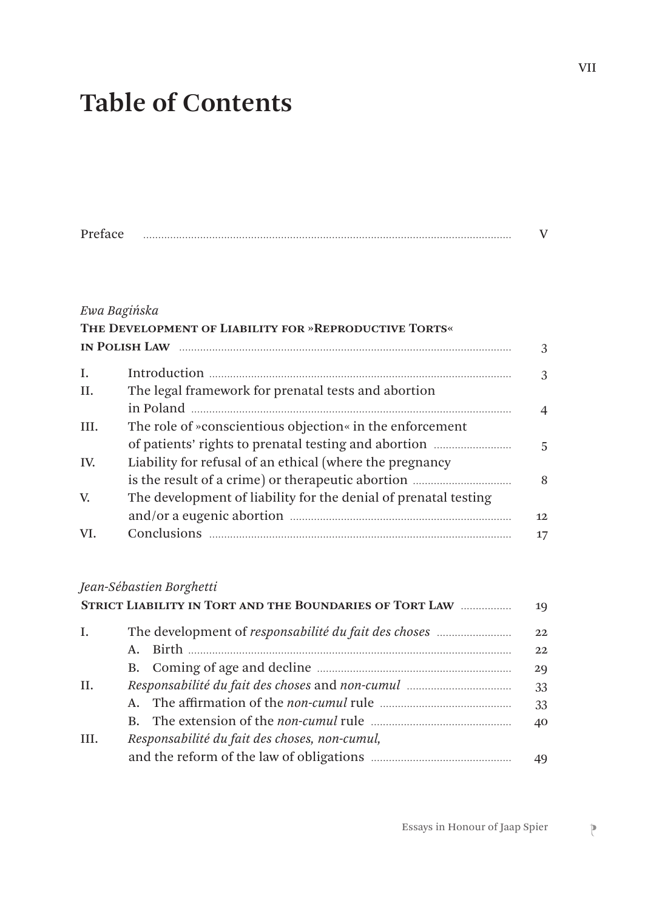# Table of Contents

| | | |
|---|---|---|
| Preface | | V |

*Ewa Bagińska*

| | | |
|---|---|---|
| **The Development of Liability for »Reproductive Torts« in Polish Law** | | 3 |
| I. | Introduction | 3 |
| II. | The legal framework for prenatal tests and abortion in Poland | 4 |
| III. | The role of »conscientious objection« in the enforcement of patients' rights to prenatal testing and abortion | 5 |
| IV. | Liability for refusal of an ethical (where the pregnancy is the result of a crime) or therapeutic abortion | 8 |
| V. | The development of liability for the denial of prenatal testing and/or a eugenic abortion | 12 |
| VI. | Conclusions | 17 |

*Jean-Sébastien Borghetti*

| | | |
|---|---|---|
| **Strict Liability in Tort and the Boundaries of Tort Law** | | 19 |
| I. | The development of *responsabilité du fait des choses* | 22 |
| | A. Birth | 22 |
| | B. Coming of age and decline | 29 |
| II. | *Responsabilité du fait des choses* and *non-cumul* | 33 |
| | A. The affirmation of the *non-cumul* rule | 33 |
| | B. The extension of the *non-cumul* rule | 40 |
| III. | *Responsabilité du fait des choses, non-cumul,* and the reform of the law of obligations | 49 |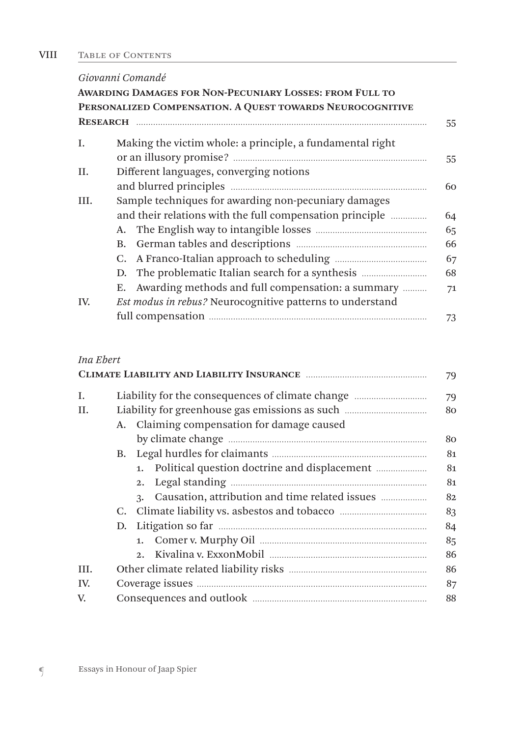*Giovanni Comandé*

**Awarding Damages for Non-Pecuniary Losses: from Full to Personalized Compensation. A Quest towards Neurocognitive Research** ..... 55

I. Making the victim whole: a principle, a fundamental right or an illusory promise? ..... 55

II. Different languages, converging notions and blurred principles ..... 60

III. Sample techniques for awarding non-pecuniary damages and their relations with the full compensation principle ..... 64

- A. The English way to intangible losses ..... 65
- B. German tables and descriptions ..... 66
- C. A Franco-Italian approach to scheduling ..... 67
- D. The problematic Italian search for a synthesis ..... 68
- E. Awarding methods and full compensation: a summary ..... 71

IV. *Est modus in rebus?* Neurocognitive patterns to understand full compensation ..... 73

*Ina Ebert*

**Climate Liability and Liability Insurance** ..... 79

I. Liability for the consequences of climate change ..... 79

II. Liability for greenhouse gas emissions as such ..... 80

- A. Claiming compensation for damage caused by climate change ..... 80
- B. Legal hurdles for claimants ..... 81
  1. Political question doctrine and displacement ..... 81
  2. Legal standing ..... 81
  3. Causation, attribution and time related issues ..... 82
- C. Climate liability vs. asbestos and tobacco ..... 83
- D. Litigation so far ..... 84
  1. Comer v. Murphy Oil ..... 85
  2. Kivalina v. ExxonMobil ..... 86

III. Other climate related liability risks ..... 86

IV. Coverage issues ..... 87

V. Consequences and outlook ..... 88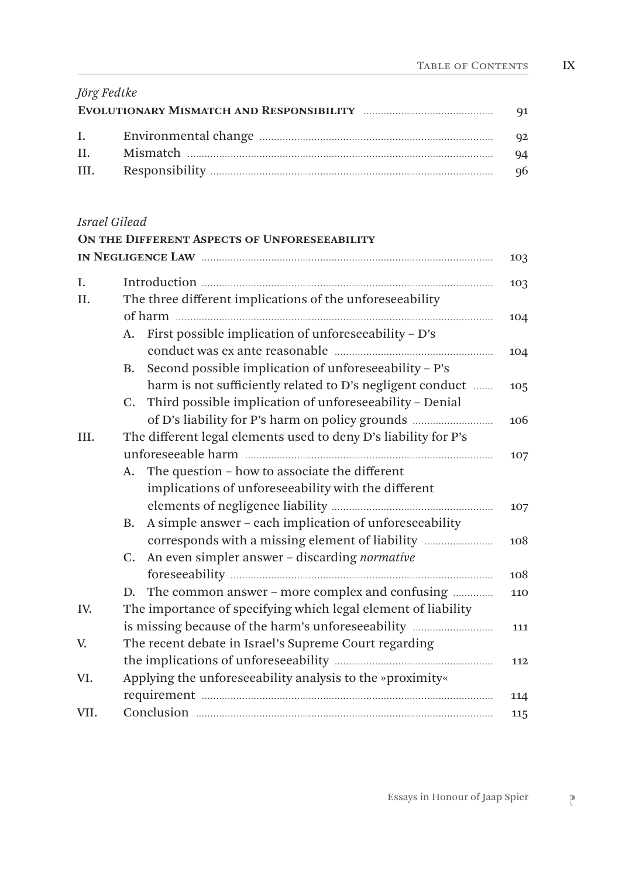*Jörg Fedtke*

**Evolutionary Mismatch and Responsibility** ..... 91

| | | |
|---|---|---|
| I. | Environmental change | 92 |
| II. | Mismatch | 94 |
| III. | Responsibility | 96 |

*Israel Gilead*

**On the Different Aspects of Unforeseeability in Negligence Law** ..... 103

| | | |
|---|---|---|
| I. | Introduction | 103 |
| II. | The three different implications of the unforeseeability of harm | 104 |
| | A. First possible implication of unforeseeability – D's conduct was ex ante reasonable | 104 |
| | B. Second possible implication of unforeseeability – P's harm is not sufficiently related to D's negligent conduct | 105 |
| | C. Third possible implication of unforeseeability – Denial of D's liability for P's harm on policy grounds | 106 |
| III. | The different legal elements used to deny D's liability for P's unforeseeable harm | 107 |
| | A. The question – how to associate the different implications of unforeseeability with the different elements of negligence liability | 107 |
| | B. A simple answer – each implication of unforeseeability corresponds with a missing element of liability | 108 |
| | C. An even simpler answer – discarding *normative* foreseeability | 108 |
| | D. The common answer – more complex and confusing | 110 |
| IV. | The importance of specifying which legal element of liability is missing because of the harm's unforeseeability | 111 |
| V. | The recent debate in Israel's Supreme Court regarding the implications of unforeseeability | 112 |
| VI. | Applying the unforeseeability analysis to the »proximity« requirement | 114 |
| VII. | Conclusion | 115 |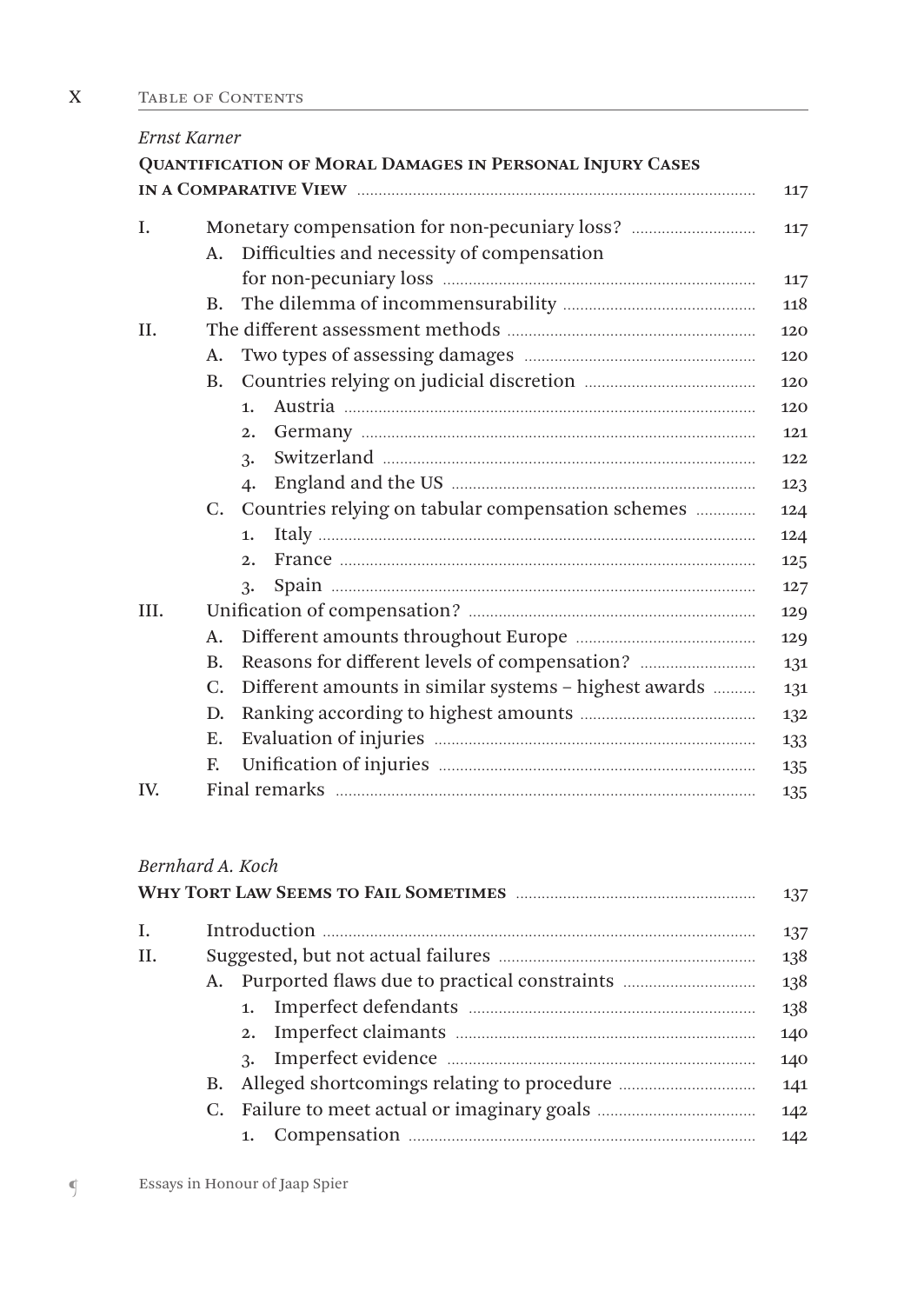*Ernst Karner*

**QUANTIFICATION OF MORAL DAMAGES IN PERSONAL INJURY CASES IN A COMPARATIVE VIEW** ..... 117

I. Monetary compensation for non-pecuniary loss? ..... 117
 A. Difficulties and necessity of compensation for non-pecuniary loss ..... 117
 B. The dilemma of incommensurability ..... 118
II. The different assessment methods ..... 120
 A. Two types of assessing damages ..... 120
 B. Countries relying on judicial discretion ..... 120
  1. Austria ..... 120
  2. Germany ..... 121
  3. Switzerland ..... 122
  4. England and the US ..... 123
 C. Countries relying on tabular compensation schemes ..... 124
  1. Italy ..... 124
  2. France ..... 125
  3. Spain ..... 127
III. Unification of compensation? ..... 129
 A. Different amounts throughout Europe ..... 129
 B. Reasons for different levels of compensation? ..... 131
 C. Different amounts in similar systems – highest awards ..... 131
 D. Ranking according to highest amounts ..... 132
 E. Evaluation of injuries ..... 133
 F. Unification of injuries ..... 135
IV. Final remarks ..... 135

*Bernhard A. Koch*

**WHY TORT LAW SEEMS TO FAIL SOMETIMES** ..... 137

I. Introduction ..... 137
II. Suggested, but not actual failures ..... 138
 A. Purported flaws due to practical constraints ..... 138
  1. Imperfect defendants ..... 138
  2. Imperfect claimants ..... 140
  3. Imperfect evidence ..... 140
 B. Alleged shortcomings relating to procedure ..... 141
 C. Failure to meet actual or imaginary goals ..... 142
  1. Compensation ..... 142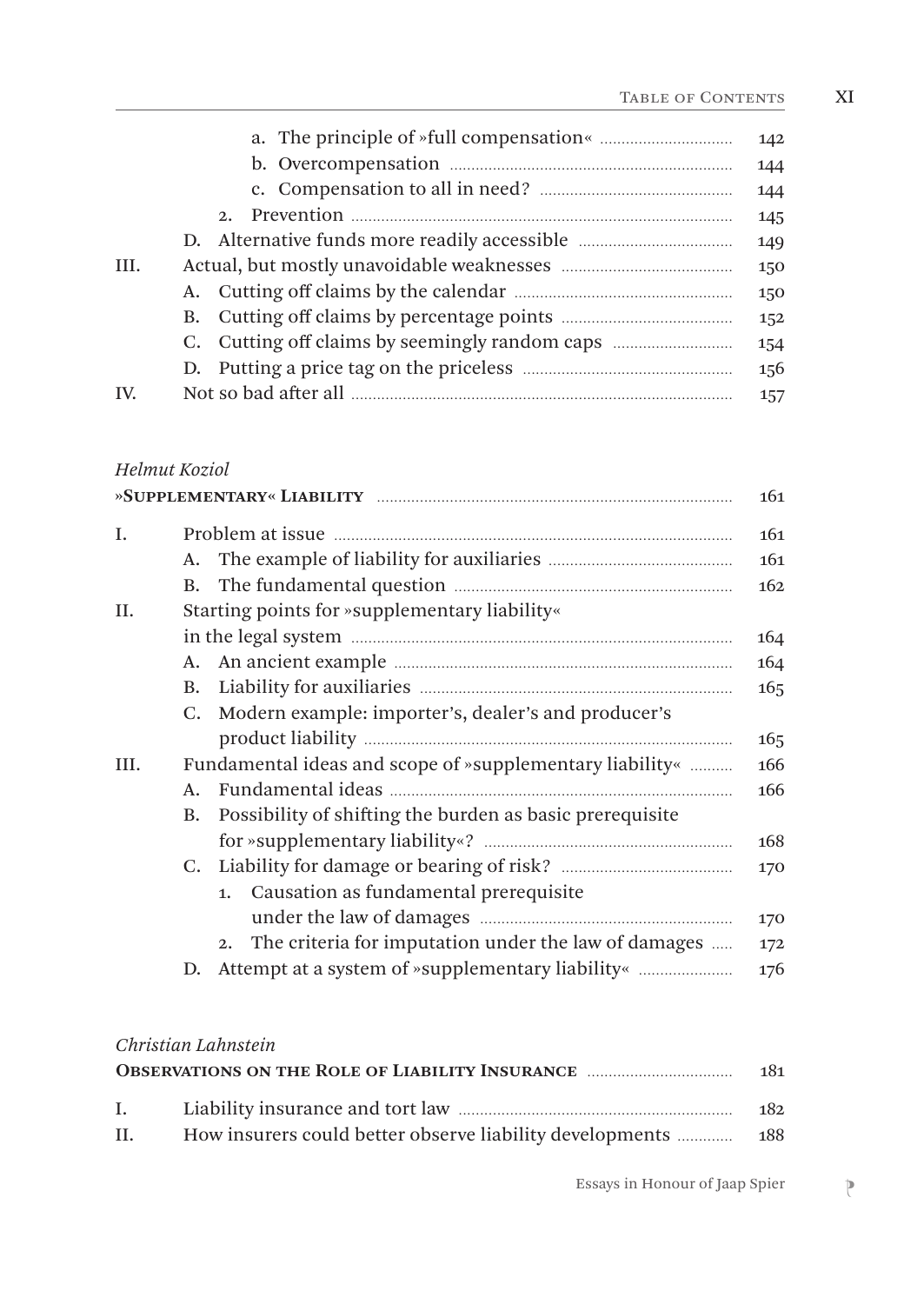a. The principle of »full compensation« ... 142
b. Overcompensation ... 144
c. Compensation to all in need? ... 144
2. Prevention ... 145
D. Alternative funds more readily accessible ... 149

III. Actual, but mostly unavoidable weaknesses ... 150
A. Cutting off claims by the calendar ... 150
B. Cutting off claims by percentage points ... 152
C. Cutting off claims by seemingly random caps ... 154
D. Putting a price tag on the priceless ... 156

IV. Not so bad after all ... 157

*Helmut Koziol*

**»Supplementary« Liability** ... 161

I. Problem at issue ... 161
A. The example of liability for auxiliaries ... 161
B. The fundamental question ... 162

II. Starting points for »supplementary liability« in the legal system ... 164
A. An ancient example ... 164
B. Liability for auxiliaries ... 165
C. Modern example: importer's, dealer's and producer's product liability ... 165

III. Fundamental ideas and scope of »supplementary liability« ... 166
A. Fundamental ideas ... 166
B. Possibility of shifting the burden as basic prerequisite for »supplementary liability«? ... 168
C. Liability for damage or bearing of risk? ... 170
1. Causation as fundamental prerequisite under the law of damages ... 170
2. The criteria for imputation under the law of damages ... 172
D. Attempt at a system of »supplementary liability« ... 176

*Christian Lahnstein*

**Observations on the Role of Liability Insurance** ... 181

I. Liability insurance and tort law ... 182

II. How insurers could better observe liability developments ... 188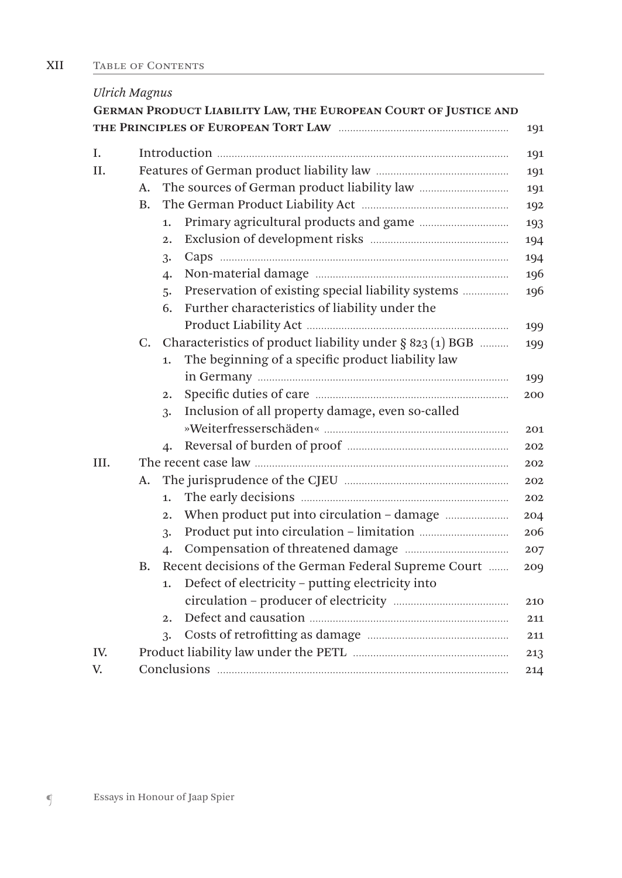*Ulrich Magnus*

**German Product Liability Law, the European Court of Justice and the Principles of European Tort Law** ... 191

- I. Introduction ... 191
- II. Features of German product liability law ... 191
  - A. The sources of German product liability law ... 191
  - B. The German Product Liability Act ... 192
    1. Primary agricultural products and game ... 193
    2. Exclusion of development risks ... 194
    3. Caps ... 194
    4. Non-material damage ... 196
    5. Preservation of existing special liability systems ... 196
    6. Further characteristics of liability under the Product Liability Act ... 199
  - C. Characteristics of product liability under § 823 (1) BGB ... 199
    1. The beginning of a specific product liability law in Germany ... 199
    2. Specific duties of care ... 200
    3. Inclusion of all property damage, even so-called »Weiterfresserschäden« ... 201
    4. Reversal of burden of proof ... 202
- III. The recent case law ... 202
  - A. The jurisprudence of the CJEU ... 202
    1. The early decisions ... 202
    2. When product put into circulation – damage ... 204
    3. Product put into circulation – limitation ... 206
    4. Compensation of threatened damage ... 207
  - B. Recent decisions of the German Federal Supreme Court ... 209
    1. Defect of electricity – putting electricity into circulation – producer of electricity ... 210
    2. Defect and causation ... 211
    3. Costs of retrofitting as damage ... 211
- IV. Product liability law under the PETL ... 213
- V. Conclusions ... 214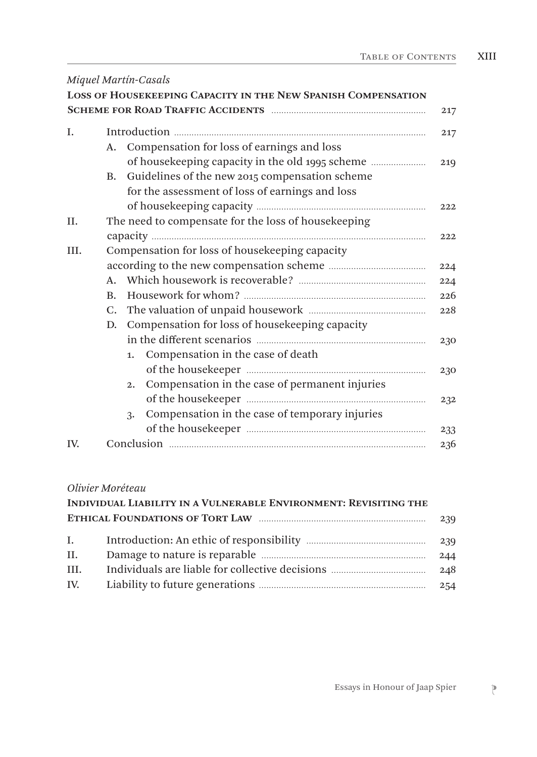*Miquel Martín-Casals*

**Loss of Housekeeping Capacity in the New Spanish Compensation Scheme for Road Traffic Accidents** ..... 217

I. Introduction ..... 217
   A. Compensation for loss of earnings and loss of housekeeping capacity in the old 1995 scheme ..... 219
   B. Guidelines of the new 2015 compensation scheme for the assessment of loss of earnings and loss of housekeeping capacity ..... 222
II. The need to compensate for the loss of housekeeping capacity ..... 222
III. Compensation for loss of housekeeping capacity according to the new compensation scheme ..... 224
   A. Which housework is recoverable? ..... 224
   B. Housework for whom? ..... 226
   C. The valuation of unpaid housework ..... 228
   D. Compensation for loss of housekeeping capacity in the different scenarios ..... 230
      1. Compensation in the case of death of the housekeeper ..... 230
      2. Compensation in the case of permanent injuries of the housekeeper ..... 232
      3. Compensation in the case of temporary injuries of the housekeeper ..... 233
IV. Conclusion ..... 236

*Olivier Moréteau*

**Individual Liability in a Vulnerable Environment: Revisiting the Ethical Foundations of Tort Law** ..... 239

I. Introduction: An ethic of responsibility ..... 239
II. Damage to nature is reparable ..... 244
III. Individuals are liable for collective decisions ..... 248
IV. Liability to future generations ..... 254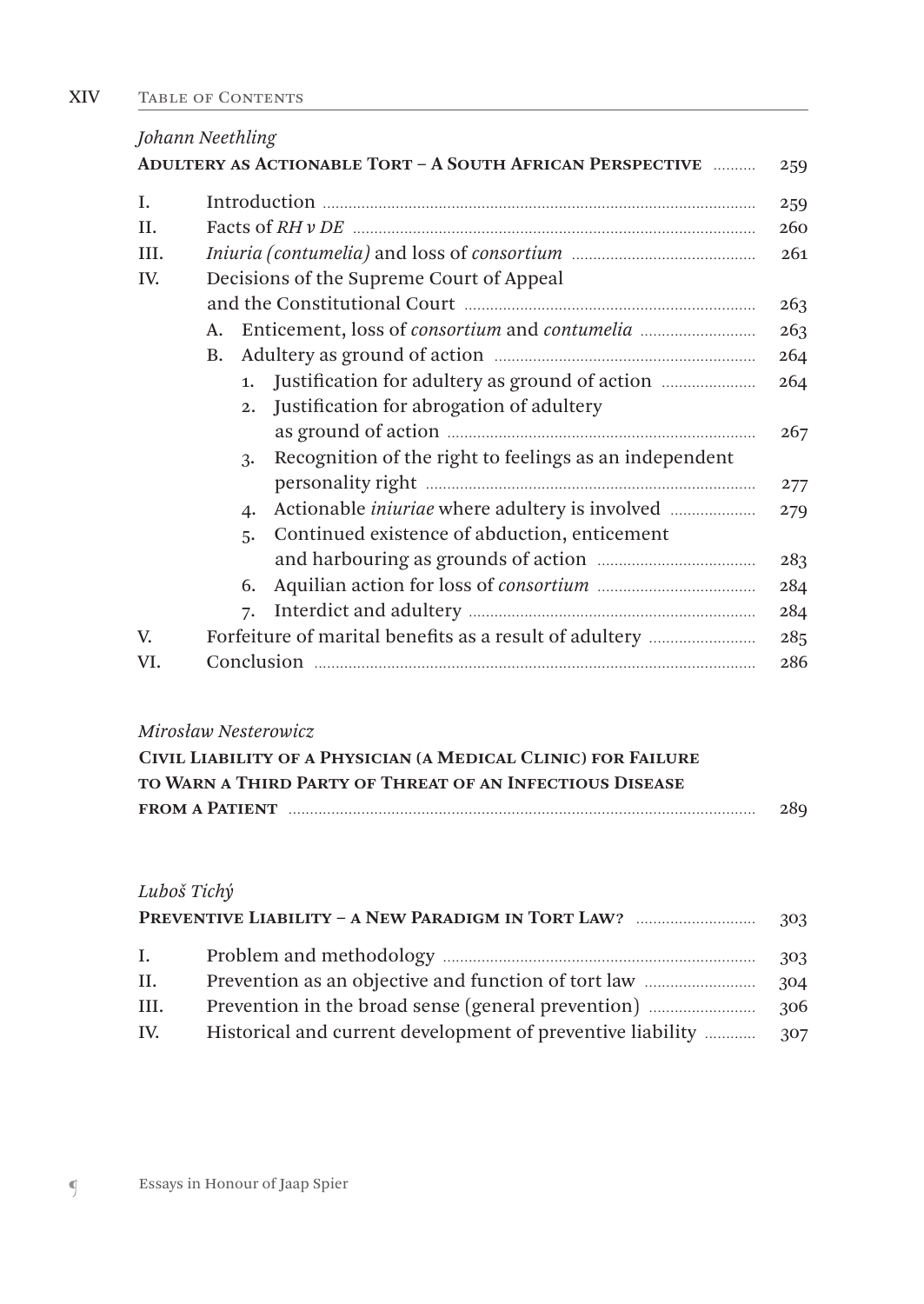*Johann Neethling*

**Adultery as Actionable Tort – A South African Perspective** ... 259

- I. Introduction ... 259
- II. Facts of *RH v DE* ... 260
- III. *Iniuria (contumelia)* and loss of *consortium* ... 261
- IV. Decisions of the Supreme Court of Appeal and the Constitutional Court ... 263
  - A. Enticement, loss of *consortium* and *contumelia* ... 263
  - B. Adultery as ground of action ... 264
    1. Justification for adultery as ground of action ... 264
    2. Justification for abrogation of adultery as ground of action ... 267
    3. Recognition of the right to feelings as an independent personality right ... 277
    4. Actionable *iniuriae* where adultery is involved ... 279
    5. Continued existence of abduction, enticement and harbouring as grounds of action ... 283
    6. Aquilian action for loss of *consortium* ... 284
    7. Interdict and adultery ... 284
- V. Forfeiture of marital benefits as a result of adultery ... 285
- VI. Conclusion ... 286

*Mirosław Nesterowicz*

**Civil Liability of a Physician (a Medical Clinic) for Failure to Warn a Third Party of Threat of an Infectious Disease from a Patient** ... 289

*Luboš Tichý*

**Preventive Liability – a New Paradigm in Tort Law?** ... 303

- I. Problem and methodology ... 303
- II. Prevention as an objective and function of tort law ... 304
- III. Prevention in the broad sense (general prevention) ... 306
- IV. Historical and current development of preventive liability ... 307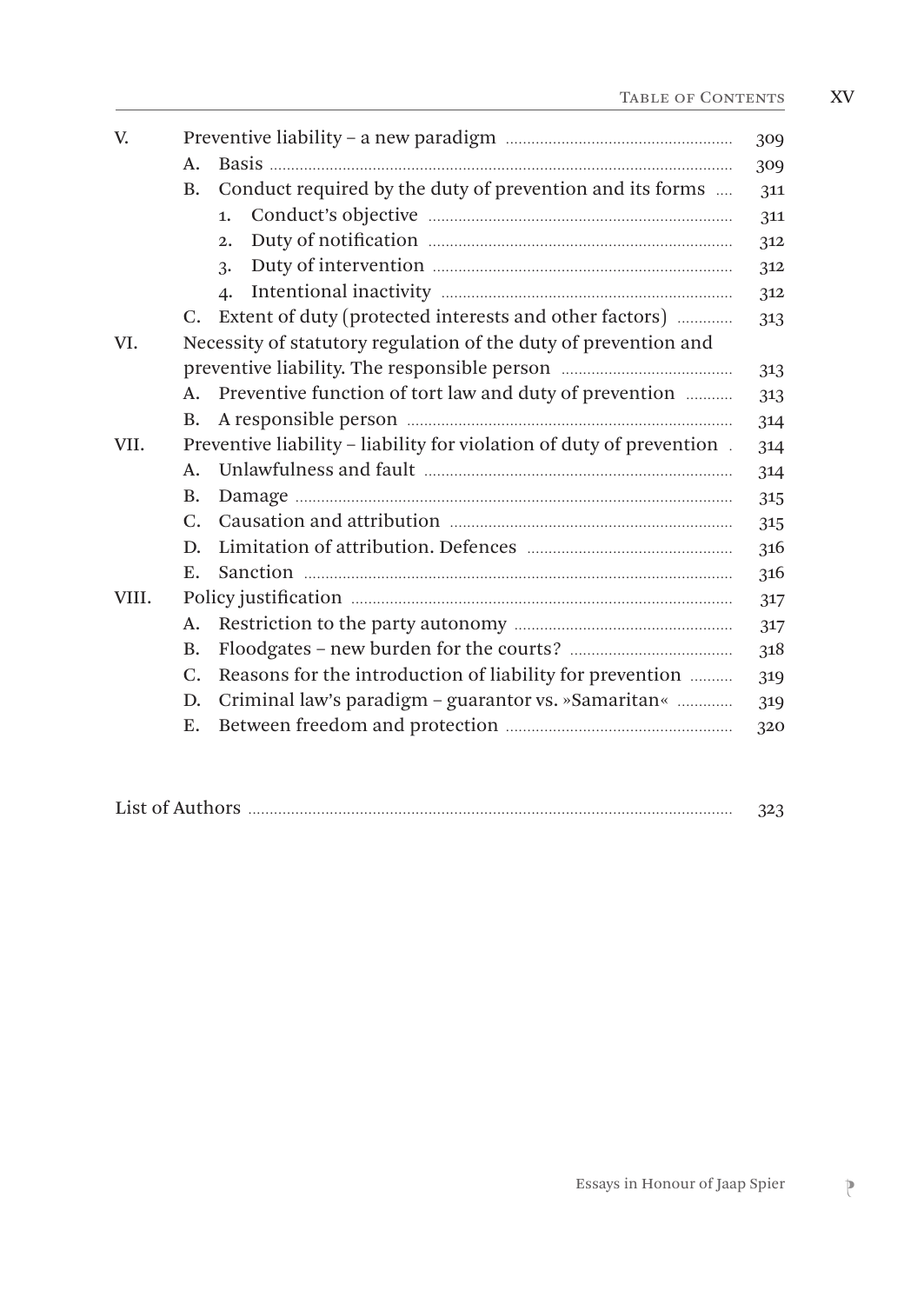| | | |
|---|---|---|
| V. | Preventive liability – a new paradigm | 309 |
| | A. Basis | 309 |
| | B. Conduct required by the duty of prevention and its forms | 311 |
| | 1. Conduct's objective | 311 |
| | 2. Duty of notification | 312 |
| | 3. Duty of intervention | 312 |
| | 4. Intentional inactivity | 312 |
| | C. Extent of duty (protected interests and other factors) | 313 |
| VI. | Necessity of statutory regulation of the duty of prevention and preventive liability. The responsible person | 313 |
| | A. Preventive function of tort law and duty of prevention | 313 |
| | B. A responsible person | 314 |
| VII. | Preventive liability – liability for violation of duty of prevention | 314 |
| | A. Unlawfulness and fault | 314 |
| | B. Damage | 315 |
| | C. Causation and attribution | 315 |
| | D. Limitation of attribution. Defences | 316 |
| | E. Sanction | 316 |
| VIII. | Policy justification | 317 |
| | A. Restriction to the party autonomy | 317 |
| | B. Floodgates – new burden for the courts? | 318 |
| | C. Reasons for the introduction of liability for prevention | 319 |
| | D. Criminal law's paradigm – guarantor vs. »Samaritan« | 319 |
| | E. Between freedom and protection | 320 |

List of Authors ........ 323